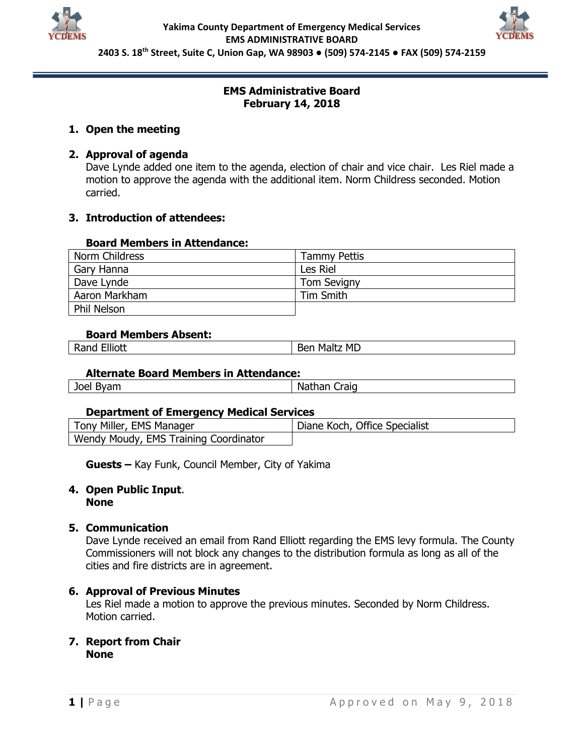Yakima County Department of Emergency Medical Services
EMS ADMINISTRATIVE BOARD
2403 S. 18th Street, Suite C, Union Gap, WA 98903 ● (509) 574-2145 ● FAX (509) 574-2159

# EMS Administrative Board
## February 14, 2018

1. **Open the meeting**

2. **Approval of agenda**
   Dave Lynde added one item to the agenda, election of chair and vice chair. Les Riel made a motion to approve the agenda with the additional item. Norm Childress seconded. Motion carried.

3. **Introduction of attendees:**

**Board Members in Attendance:**

| | |
|---|---|
| Norm Childress | Tammy Pettis |
| Gary Hanna | Les Riel |
| Dave Lynde | Tom Sevigny |
| Aaron Markham | Tim Smith |
| Phil Nelson | |

**Board Members Absent:**

| | |
|---|---|
| Rand Elliott | Ben Maltz MD |

**Alternate Board Members in Attendance:**

| | |
|---|---|
| Joel Byam | Nathan Craig |

**Department of Emergency Medical Services**

| | |
|---|---|
| Tony Miller, EMS Manager | Diane Koch, Office Specialist |
| Wendy Moudy, EMS Training Coordinator | |

**Guests –** Kay Funk, Council Member, City of Yakima

4. **Open Public Input**.
   **None**

5. **Communication**
   Dave Lynde received an email from Rand Elliott regarding the EMS levy formula. The County Commissioners will not block any changes to the distribution formula as long as all of the cities and fire districts are in agreement.

6. **Approval of Previous Minutes**
   Les Riel made a motion to approve the previous minutes. Seconded by Norm Childress. Motion carried.

7. **Report from Chair**
   **None**

Approved on May 9, 2018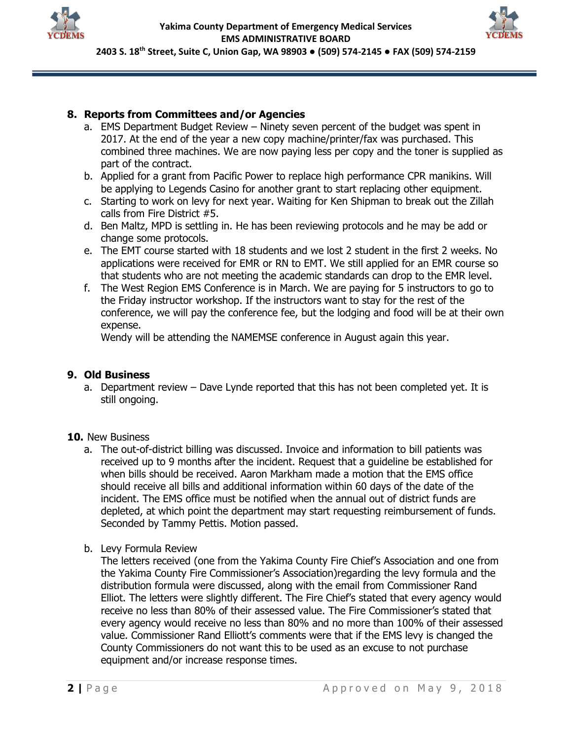## 8. Reports from Committees and/or Agencies

a. EMS Department Budget Review – Ninety seven percent of the budget was spent in 2017. At the end of the year a new copy machine/printer/fax was purchased. This combined three machines. We are now paying less per copy and the toner is supplied as part of the contract.

b. Applied for a grant from Pacific Power to replace high performance CPR manikins. Will be applying to Legends Casino for another grant to start replacing other equipment.

c. Starting to work on levy for next year. Waiting for Ken Shipman to break out the Zillah calls from Fire District #5.

d. Ben Maltz, MPD is settling in. He has been reviewing protocols and he may be add or change some protocols.

e. The EMT course started with 18 students and we lost 2 student in the first 2 weeks. No applications were received for EMR or RN to EMT. We still applied for an EMR course so that students who are not meeting the academic standards can drop to the EMR level.

f. The West Region EMS Conference is in March. We are paying for 5 instructors to go to the Friday instructor workshop. If the instructors want to stay for the rest of the conference, we will pay the conference fee, but the lodging and food will be at their own expense.
Wendy will be attending the NAMEMSE conference in August again this year.

## 9. Old Business

a. Department review – Dave Lynde reported that this has not been completed yet. It is still ongoing.

## 10. New Business

a. The out-of-district billing was discussed. Invoice and information to bill patients was received up to 9 months after the incident. Request that a guideline be established for when bills should be received. Aaron Markham made a motion that the EMS office should receive all bills and additional information within 60 days of the date of the incident. The EMS office must be notified when the annual out of district funds are depleted, at which point the department may start requesting reimbursement of funds. Seconded by Tammy Pettis. Motion passed.

b. Levy Formula Review
The letters received (one from the Yakima County Fire Chief's Association and one from the Yakima County Fire Commissioner's Association)regarding the levy formula and the distribution formula were discussed, along with the email from Commissioner Rand Elliot. The letters were slightly different. The Fire Chief's stated that every agency would receive no less than 80% of their assessed value. The Fire Commissioner's stated that every agency would receive no less than 80% and no more than 100% of their assessed value. Commissioner Rand Elliott's comments were that if the EMS levy is changed the County Commissioners do not want this to be used as an excuse to not purchase equipment and/or increase response times.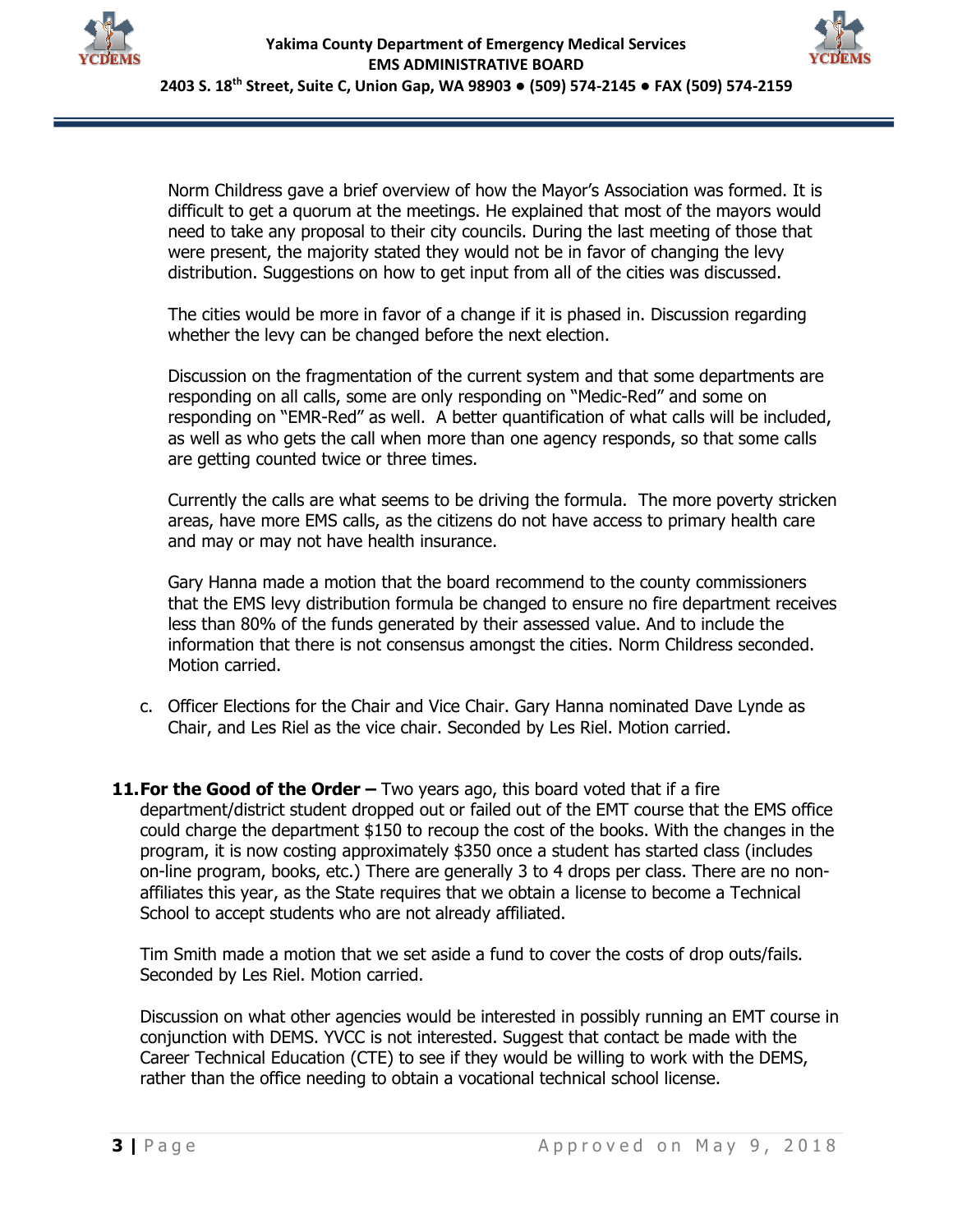Norm Childress gave a brief overview of how the Mayor's Association was formed. It is difficult to get a quorum at the meetings. He explained that most of the mayors would need to take any proposal to their city councils. During the last meeting of those that were present, the majority stated they would not be in favor of changing the levy distribution. Suggestions on how to get input from all of the cities was discussed.

The cities would be more in favor of a change if it is phased in. Discussion regarding whether the levy can be changed before the next election.

Discussion on the fragmentation of the current system and that some departments are responding on all calls, some are only responding on "Medic-Red" and some on responding on "EMR-Red" as well. A better quantification of what calls will be included, as well as who gets the call when more than one agency responds, so that some calls are getting counted twice or three times.

Currently the calls are what seems to be driving the formula. The more poverty stricken areas, have more EMS calls, as the citizens do not have access to primary health care and may or may not have health insurance.

Gary Hanna made a motion that the board recommend to the county commissioners that the EMS levy distribution formula be changed to ensure no fire department receives less than 80% of the funds generated by their assessed value. And to include the information that there is not consensus amongst the cities. Norm Childress seconded. Motion carried.

c. Officer Elections for the Chair and Vice Chair. Gary Hanna nominated Dave Lynde as Chair, and Les Riel as the vice chair. Seconded by Les Riel. Motion carried.

**11. For the Good of the Order –** Two years ago, this board voted that if a fire department/district student dropped out or failed out of the EMT course that the EMS office could charge the department $150 to recoup the cost of the books. With the changes in the program, it is now costing approximately $350 once a student has started class (includes on-line program, books, etc.) There are generally 3 to 4 drops per class. There are no non-affiliates this year, as the State requires that we obtain a license to become a Technical School to accept students who are not already affiliated.

Tim Smith made a motion that we set aside a fund to cover the costs of drop outs/fails. Seconded by Les Riel. Motion carried.

Discussion on what other agencies would be interested in possibly running an EMT course in conjunction with DEMS. YVCC is not interested. Suggest that contact be made with the Career Technical Education (CTE) to see if they would be willing to work with the DEMS, rather than the office needing to obtain a vocational technical school license.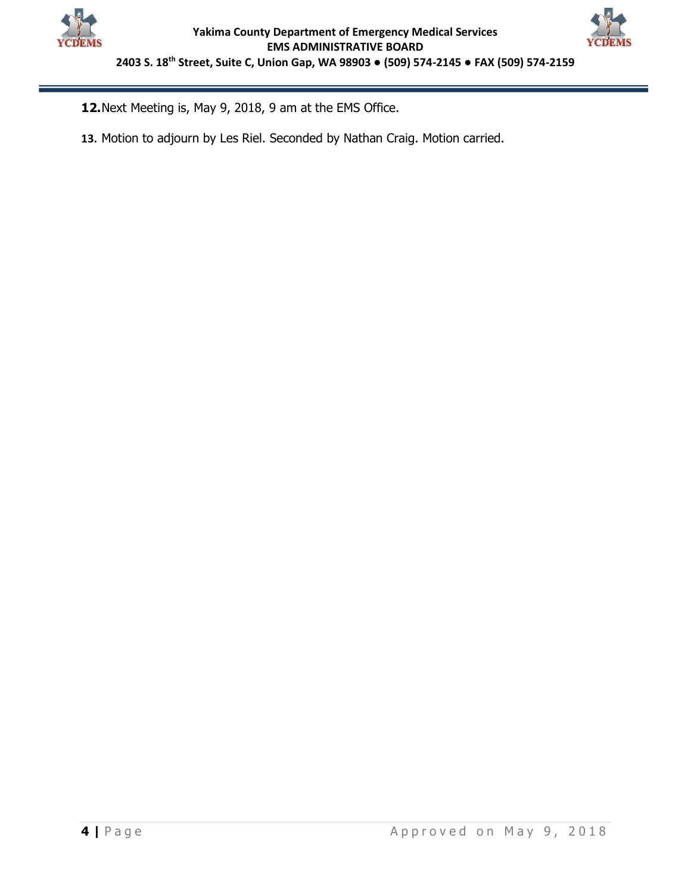**12.** Next Meeting is, May 9, 2018, 9 am at the EMS Office.

**13.** Motion to adjourn by Les Riel. Seconded by Nathan Craig. Motion carried.